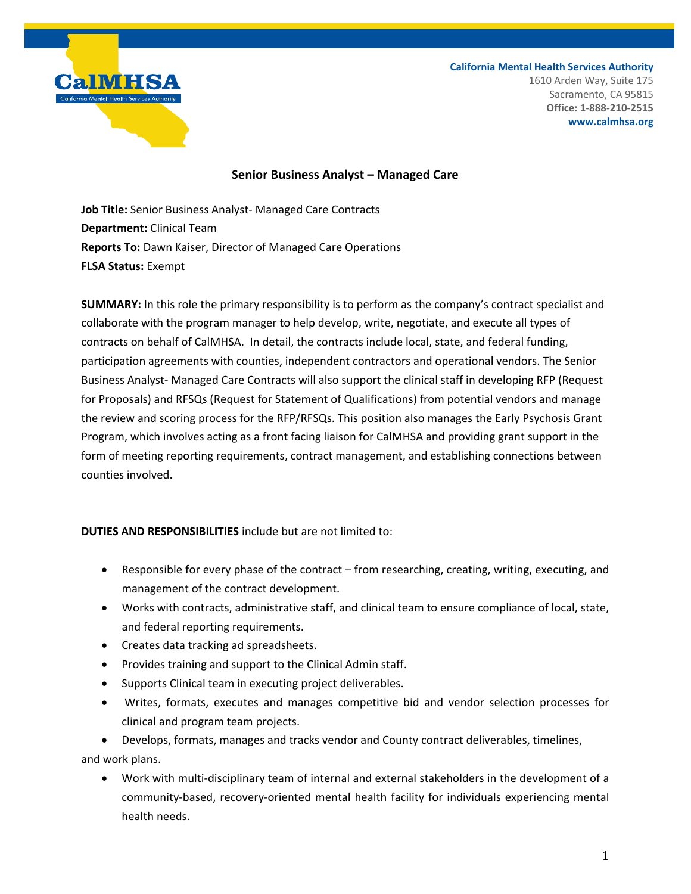California Mental Health Services Authority
1610 Arden Way, Suite 175
Sacramento, CA 95815
**Office: 1-888-210-2515**
**www.calmhsa.org**

# Senior Business Analyst – Managed Care

**Job Title:** Senior Business Analyst- Managed Care Contracts
**Department:** Clinical Team
**Reports To:** Dawn Kaiser, Director of Managed Care Operations
**FLSA Status:** Exempt

**SUMMARY:** In this role the primary responsibility is to perform as the company's contract specialist and collaborate with the program manager to help develop, write, negotiate, and execute all types of contracts on behalf of CalMHSA. In detail, the contracts include local, state, and federal funding, participation agreements with counties, independent contractors and operational vendors. The Senior Business Analyst- Managed Care Contracts will also support the clinical staff in developing RFP (Request for Proposals) and RFSQs (Request for Statement of Qualifications) from potential vendors and manage the review and scoring process for the RFP/RFSQs. This position also manages the Early Psychosis Grant Program, which involves acting as a front facing liaison for CalMHSA and providing grant support in the form of meeting reporting requirements, contract management, and establishing connections between counties involved.

**DUTIES AND RESPONSIBILITIES** include but are not limited to:

- Responsible for every phase of the contract – from researching, creating, writing, executing, and management of the contract development.
- Works with contracts, administrative staff, and clinical team to ensure compliance of local, state, and federal reporting requirements.
- Creates data tracking ad spreadsheets.
- Provides training and support to the Clinical Admin staff.
- Supports Clinical team in executing project deliverables.
- Writes, formats, executes and manages competitive bid and vendor selection processes for clinical and program team projects.
- Develops, formats, manages and tracks vendor and County contract deliverables, timelines, and work plans.
- Work with multi-disciplinary team of internal and external stakeholders in the development of a community-based, recovery-oriented mental health facility for individuals experiencing mental health needs.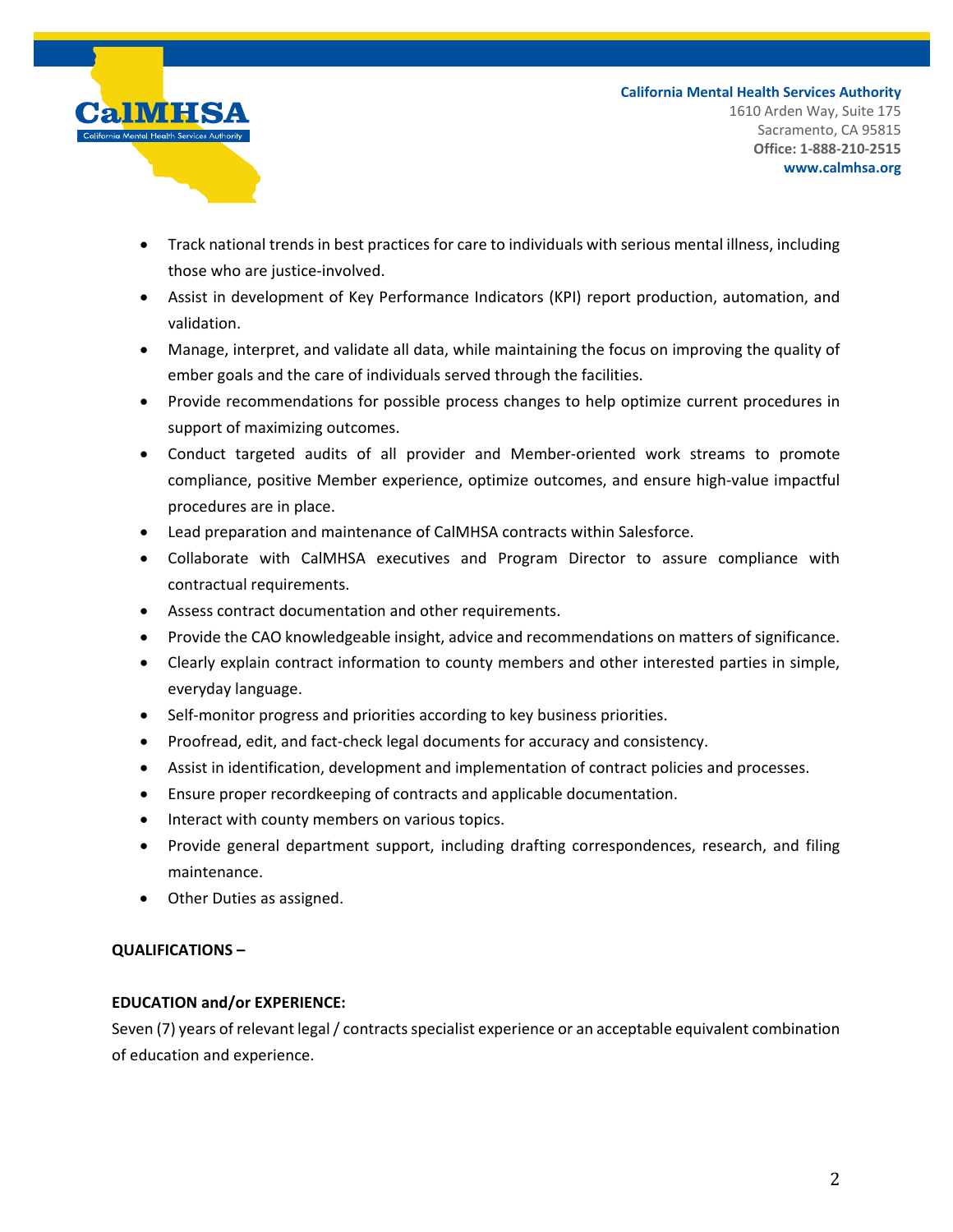- Track national trends in best practices for care to individuals with serious mental illness, including those who are justice-involved.
- Assist in development of Key Performance Indicators (KPI) report production, automation, and validation.
- Manage, interpret, and validate all data, while maintaining the focus on improving the quality of ember goals and the care of individuals served through the facilities.
- Provide recommendations for possible process changes to help optimize current procedures in support of maximizing outcomes.
- Conduct targeted audits of all provider and Member-oriented work streams to promote compliance, positive Member experience, optimize outcomes, and ensure high-value impactful procedures are in place.
- Lead preparation and maintenance of CalMHSA contracts within Salesforce.
- Collaborate with CalMHSA executives and Program Director to assure compliance with contractual requirements.
- Assess contract documentation and other requirements.
- Provide the CAO knowledgeable insight, advice and recommendations on matters of significance.
- Clearly explain contract information to county members and other interested parties in simple, everyday language.
- Self-monitor progress and priorities according to key business priorities.
- Proofread, edit, and fact-check legal documents for accuracy and consistency.
- Assist in identification, development and implementation of contract policies and processes.
- Ensure proper recordkeeping of contracts and applicable documentation.
- Interact with county members on various topics.
- Provide general department support, including drafting correspondences, research, and filing maintenance.
- Other Duties as assigned.

**QUALIFICATIONS –**

**EDUCATION and/or EXPERIENCE:**

Seven (7) years of relevant legal / contracts specialist experience or an acceptable equivalent combination of education and experience.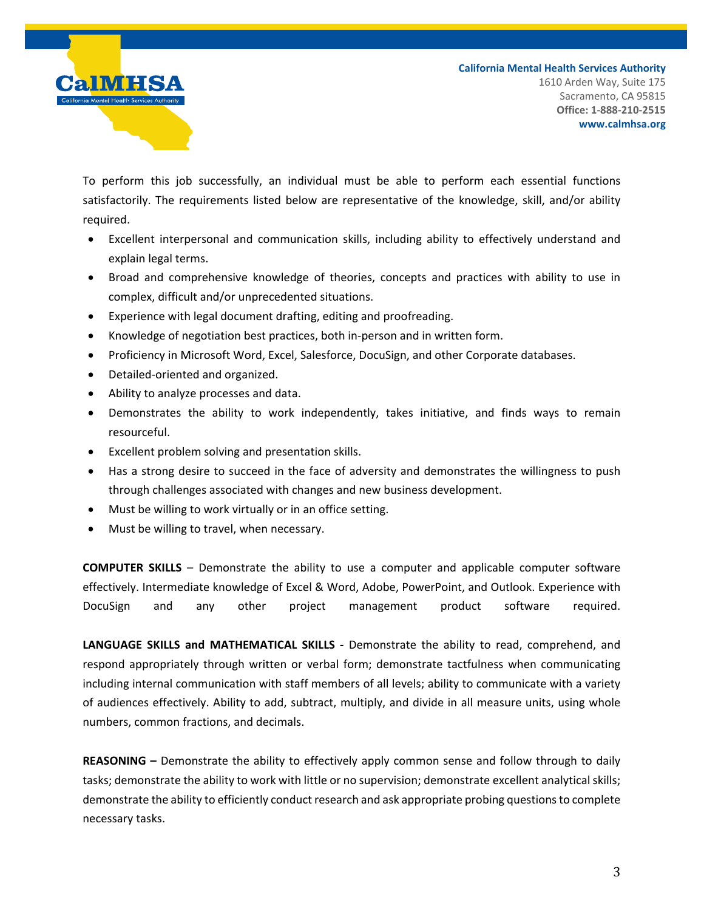To perform this job successfully, an individual must be able to perform each essential functions satisfactorily. The requirements listed below are representative of the knowledge, skill, and/or ability required.

- Excellent interpersonal and communication skills, including ability to effectively understand and explain legal terms.
- Broad and comprehensive knowledge of theories, concepts and practices with ability to use in complex, difficult and/or unprecedented situations.
- Experience with legal document drafting, editing and proofreading.
- Knowledge of negotiation best practices, both in-person and in written form.
- Proficiency in Microsoft Word, Excel, Salesforce, DocuSign, and other Corporate databases.
- Detailed-oriented and organized.
- Ability to analyze processes and data.
- Demonstrates the ability to work independently, takes initiative, and finds ways to remain resourceful.
- Excellent problem solving and presentation skills.
- Has a strong desire to succeed in the face of adversity and demonstrates the willingness to push through challenges associated with changes and new business development.
- Must be willing to work virtually or in an office setting.
- Must be willing to travel, when necessary.

**COMPUTER SKILLS** – Demonstrate the ability to use a computer and applicable computer software effectively. Intermediate knowledge of Excel & Word, Adobe, PowerPoint, and Outlook. Experience with DocuSign and any other project management product software required.

**LANGUAGE SKILLS and MATHEMATICAL SKILLS -** Demonstrate the ability to read, comprehend, and respond appropriately through written or verbal form; demonstrate tactfulness when communicating including internal communication with staff members of all levels; ability to communicate with a variety of audiences effectively. Ability to add, subtract, multiply, and divide in all measure units, using whole numbers, common fractions, and decimals.

**REASONING –** Demonstrate the ability to effectively apply common sense and follow through to daily tasks; demonstrate the ability to work with little or no supervision; demonstrate excellent analytical skills; demonstrate the ability to efficiently conduct research and ask appropriate probing questions to complete necessary tasks.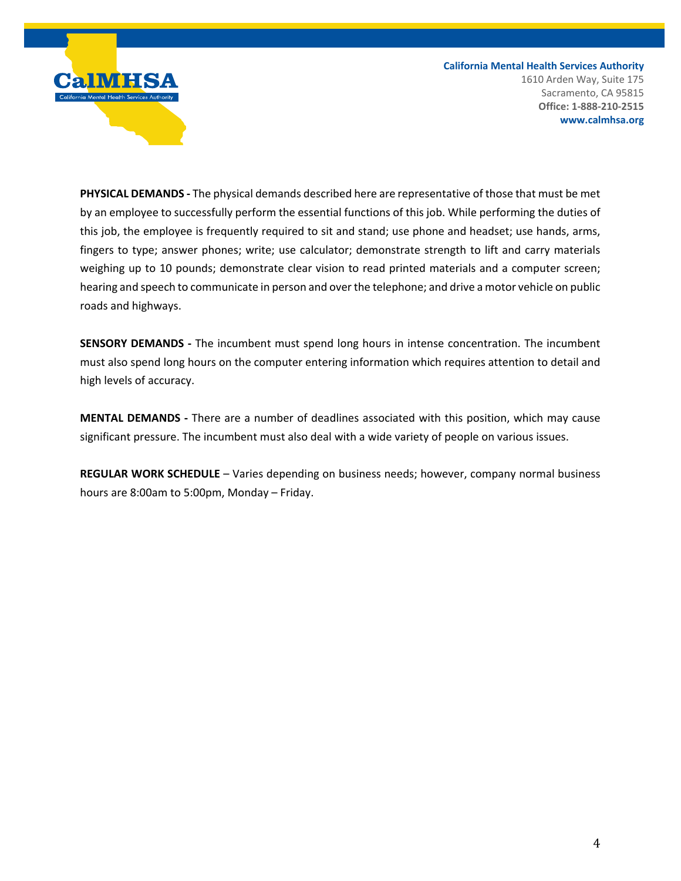**PHYSICAL DEMANDS -** The physical demands described here are representative of those that must be met by an employee to successfully perform the essential functions of this job. While performing the duties of this job, the employee is frequently required to sit and stand; use phone and headset; use hands, arms, fingers to type; answer phones; write; use calculator; demonstrate strength to lift and carry materials weighing up to 10 pounds; demonstrate clear vision to read printed materials and a computer screen; hearing and speech to communicate in person and over the telephone; and drive a motor vehicle on public roads and highways.

**SENSORY DEMANDS -** The incumbent must spend long hours in intense concentration. The incumbent must also spend long hours on the computer entering information which requires attention to detail and high levels of accuracy.

**MENTAL DEMANDS -** There are a number of deadlines associated with this position, which may cause significant pressure. The incumbent must also deal with a wide variety of people on various issues.

**REGULAR WORK SCHEDULE** – Varies depending on business needs; however, company normal business hours are 8:00am to 5:00pm, Monday – Friday.